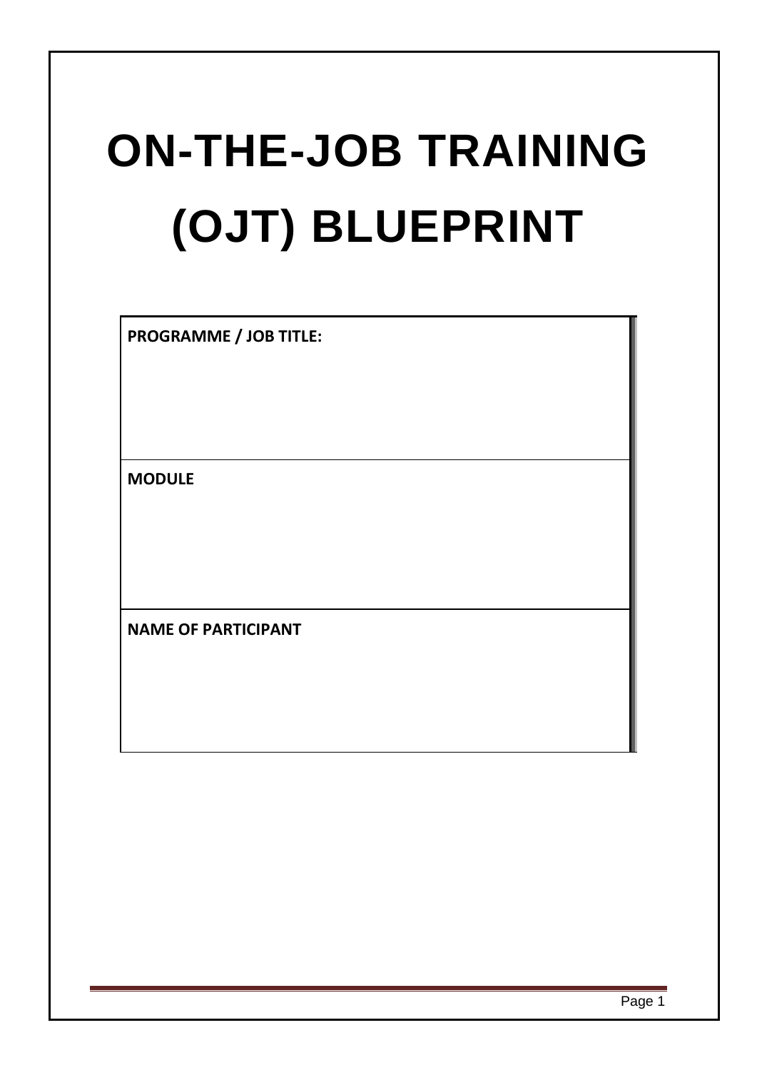# ON-THE-JOB TRAINING (OJT) BLUEPRINT

| PROGRAMME / JOB TITLE: |
|---|
| **MODULE** |
| **NAME OF PARTICIPANT** |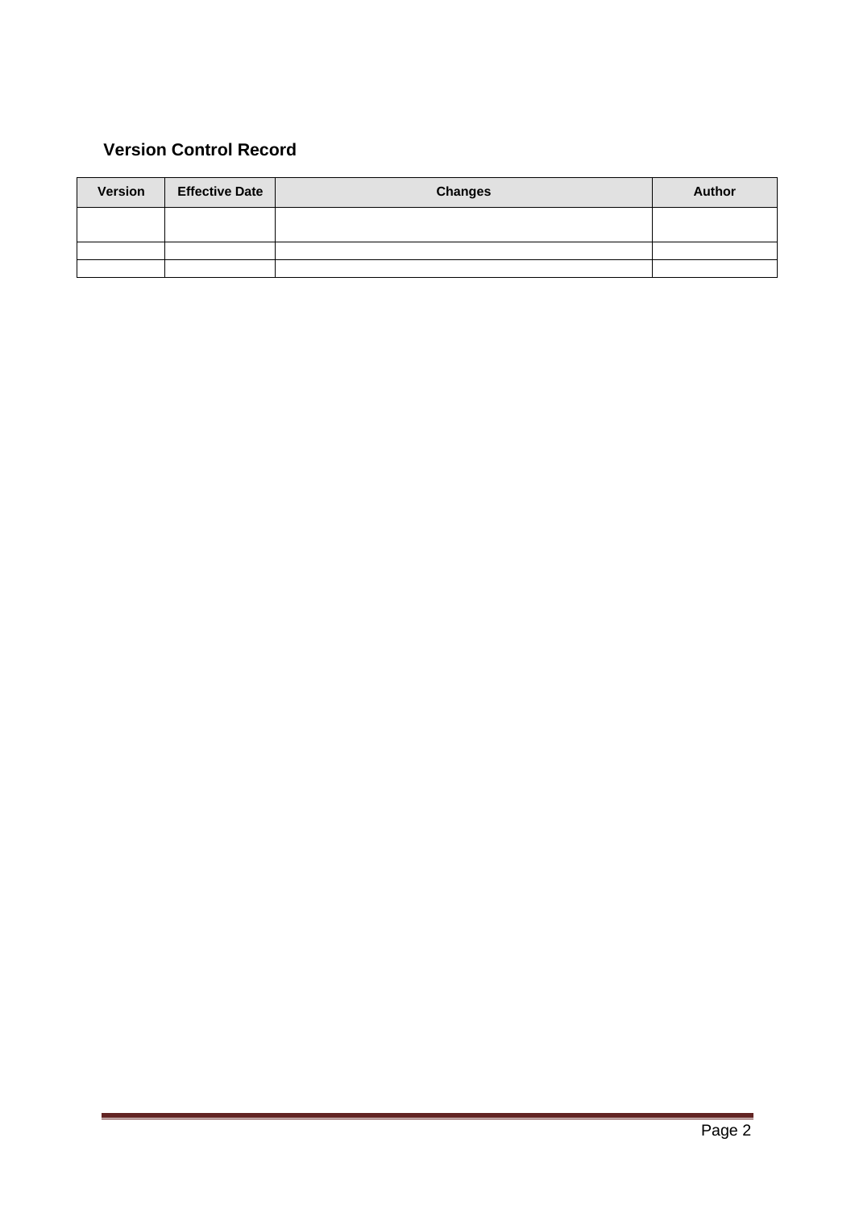## Version Control Record

| Version | Effective Date | Changes | Author |
|---|---|---|---|
| | | | |
| | | | |
| | | | |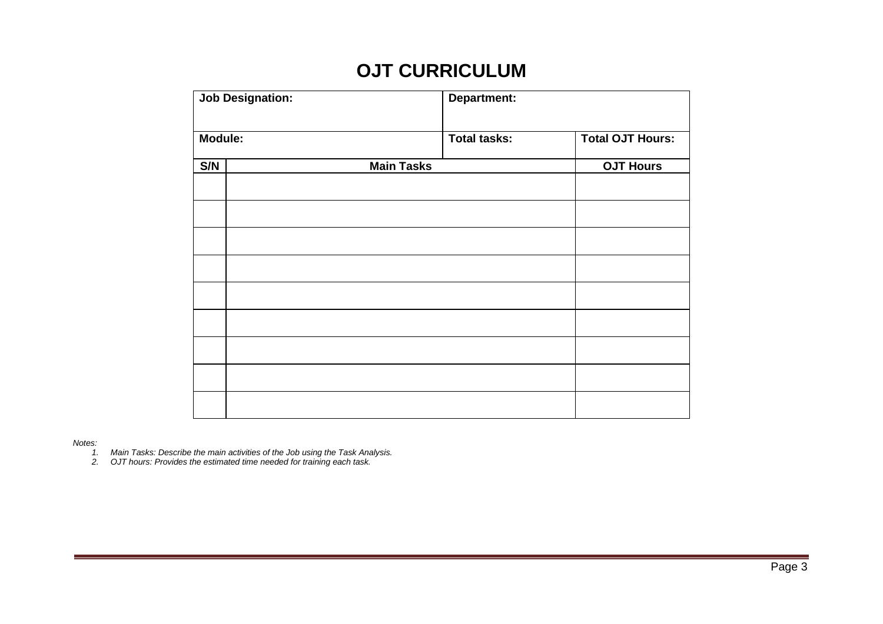# OJT CURRICULUM

| Job Designation: | | Department: | |
|---|---|---|---|
| **Module:** | | **Total tasks:** | **Total OJT Hours:** |
| **S/N** | **Main Tasks** | | **OJT Hours** |
| | | | |
| | | | |
| | | | |
| | | | |
| | | | |
| | | | |
| | | | |
| | | | |
| | | | |

*Notes:*

1. *Main Tasks: Describe the main activities of the Job using the Task Analysis.*
2. *OJT hours: Provides the estimated time needed for training each task.*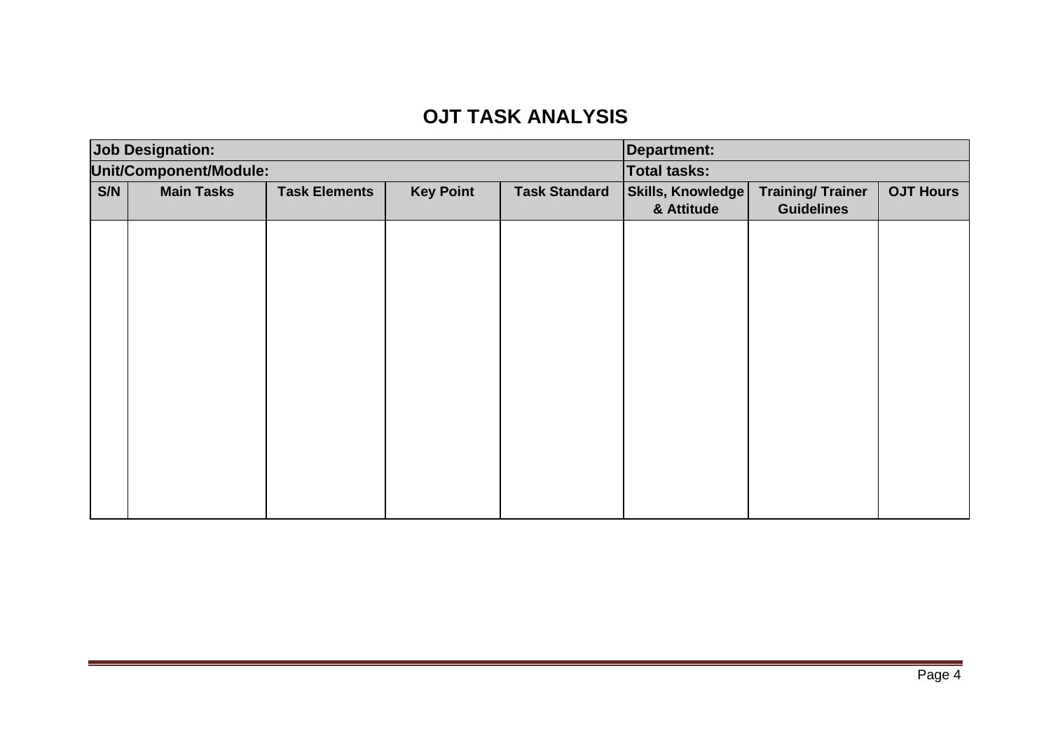# OJT TASK ANALYSIS

| Job Designation: | | | | | Department: | | |
|---|---|---|---|---|---|---|---|
| **Unit/Component/Module:** | | | | | **Total tasks:** | | |
| **S/N** | **Main Tasks** | **Task Elements** | **Key Point** | **Task Standard** | **Skills, Knowledge & Attitude** | **Training/ Trainer Guidelines** | **OJT Hours** |
| | | | | | | | |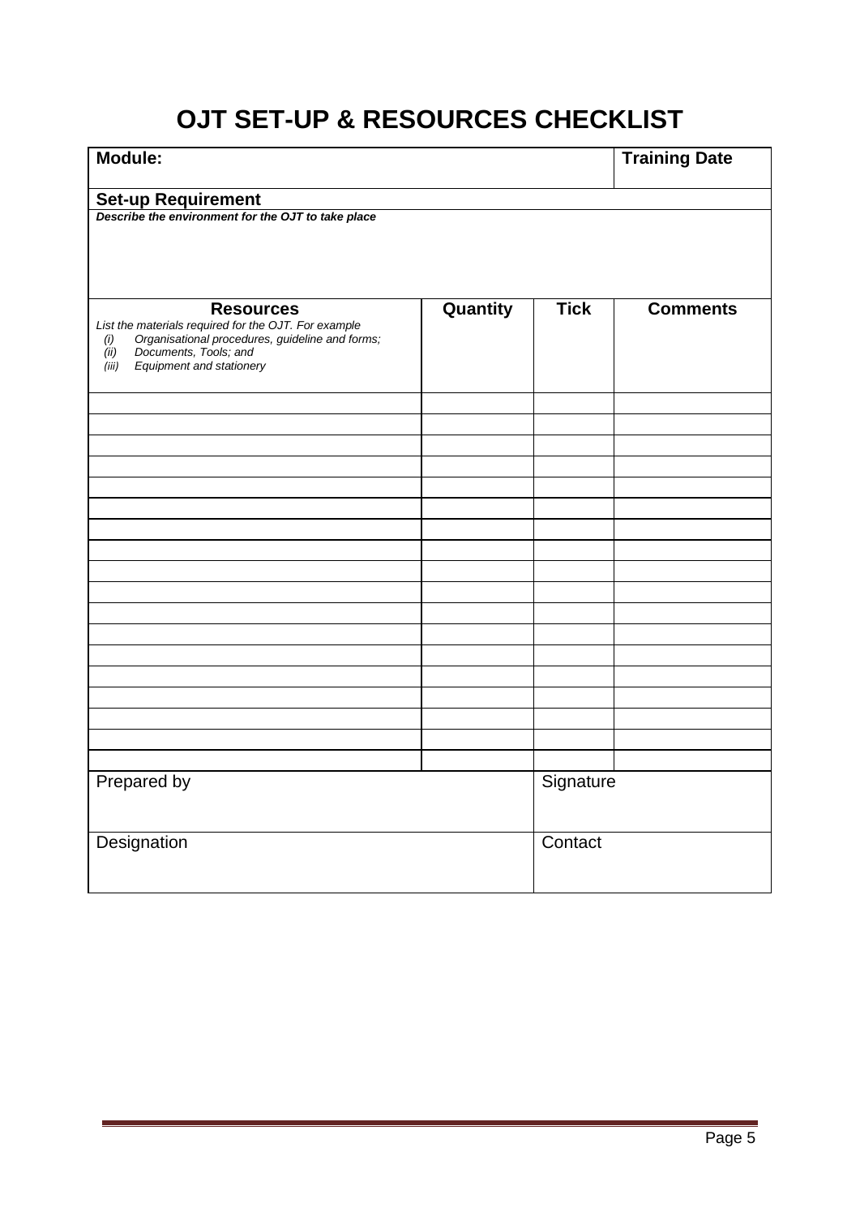# OJT SET-UP & RESOURCES CHECKLIST

| **Module:** | | | **Training Date** |
|---|---|---|---|
| **Set-up Requirement**<br>***Describe the environment for the OJT to take place*** | | | |
| **Resources**<br>*List the materials required for the OJT. For example*<br>*(i) Organisational procedures, guideline and forms;*<br>*(ii) Documents, Tools; and*<br>*(iii) Equipment and stationery* | **Quantity** | **Tick** | **Comments** |
| | | | |
| | | | |
| | | | |
| | | | |
| | | | |
| | | | |
| | | | |
| | | | |
| | | | |
| | | | |
| | | | |
| | | | |
| | | | |
| | | | |
| | | | |
| | | | |
| | | | |
| | | | |
| Prepared by | | Signature | |
| Designation | | Contact | |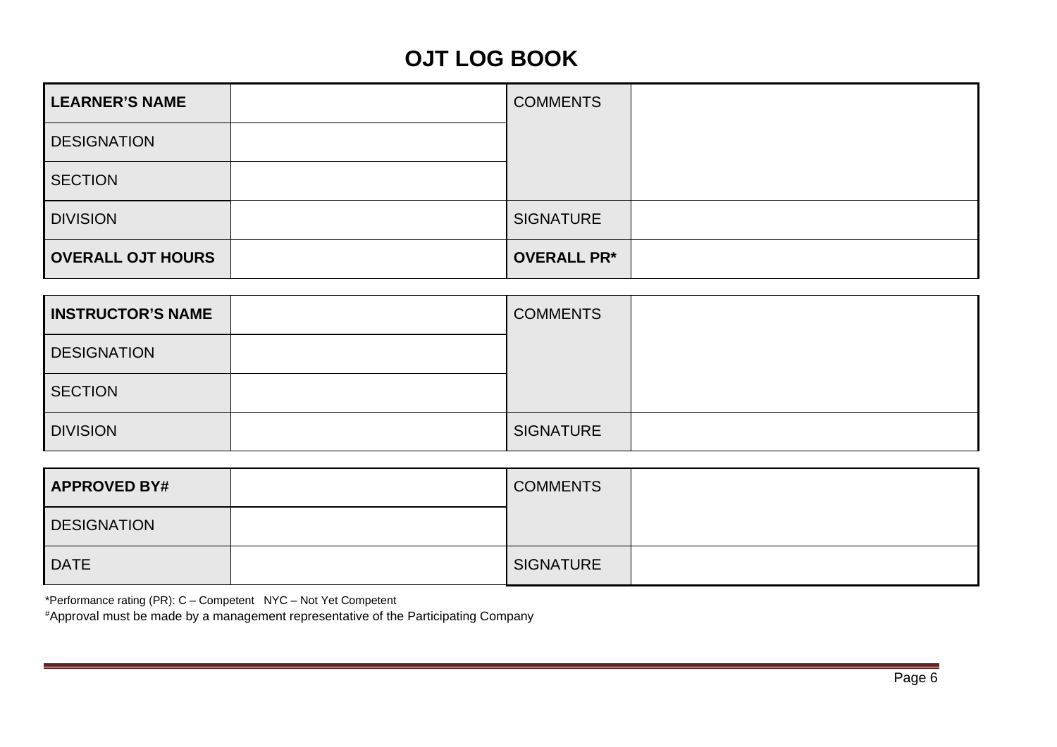# OJT LOG BOOK

| **LEARNER'S NAME** | | COMMENTS | |
|---|---|---|---|
| DESIGNATION | | | |
| SECTION | | | |
| DIVISION | | SIGNATURE | |
| **OVERALL OJT HOURS** | | **OVERALL PR*** | |

| **INSTRUCTOR'S NAME** | | COMMENTS | |
|---|---|---|---|
| DESIGNATION | | | |
| SECTION | | | |
| DIVISION | | SIGNATURE | |

| **APPROVED BY#** | | COMMENTS | |
|---|---|---|---|
| DESIGNATION | | | |
| DATE | | SIGNATURE | |

*Performance rating (PR): C – Competent NYC – Not Yet Competent

#Approval must be made by a management representative of the Participating Company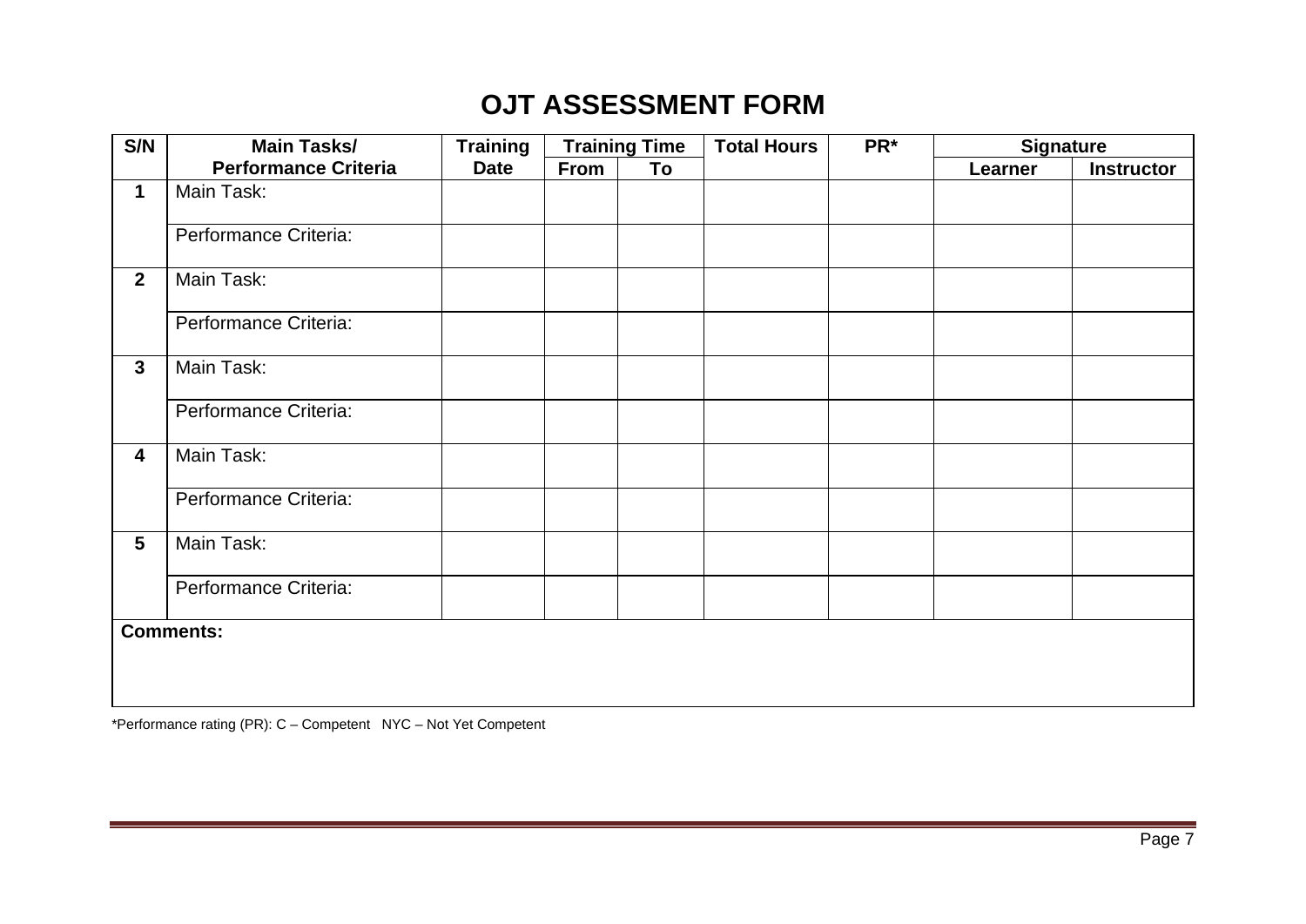# OJT ASSESSMENT FORM

| S/N | Main Tasks/ Performance Criteria | Training Date | Training Time | | Total Hours | PR* | Signature | |
|---|---|---|---|---|---|---|---|---|
| | | | From | To | | | Learner | Instructor |
| 1 | Main Task: | | | | | | | |
| | Performance Criteria: | | | | | | | |
| 2 | Main Task: | | | | | | | |
| | Performance Criteria: | | | | | | | |
| 3 | Main Task: | | | | | | | |
| | Performance Criteria: | | | | | | | |
| 4 | Main Task: | | | | | | | |
| | Performance Criteria: | | | | | | | |
| 5 | Main Task: | | | | | | | |
| | Performance Criteria: | | | | | | | |
| **Comments:** | | | | | | | | |

*Performance rating (PR): C – Competent   NYC – Not Yet Competent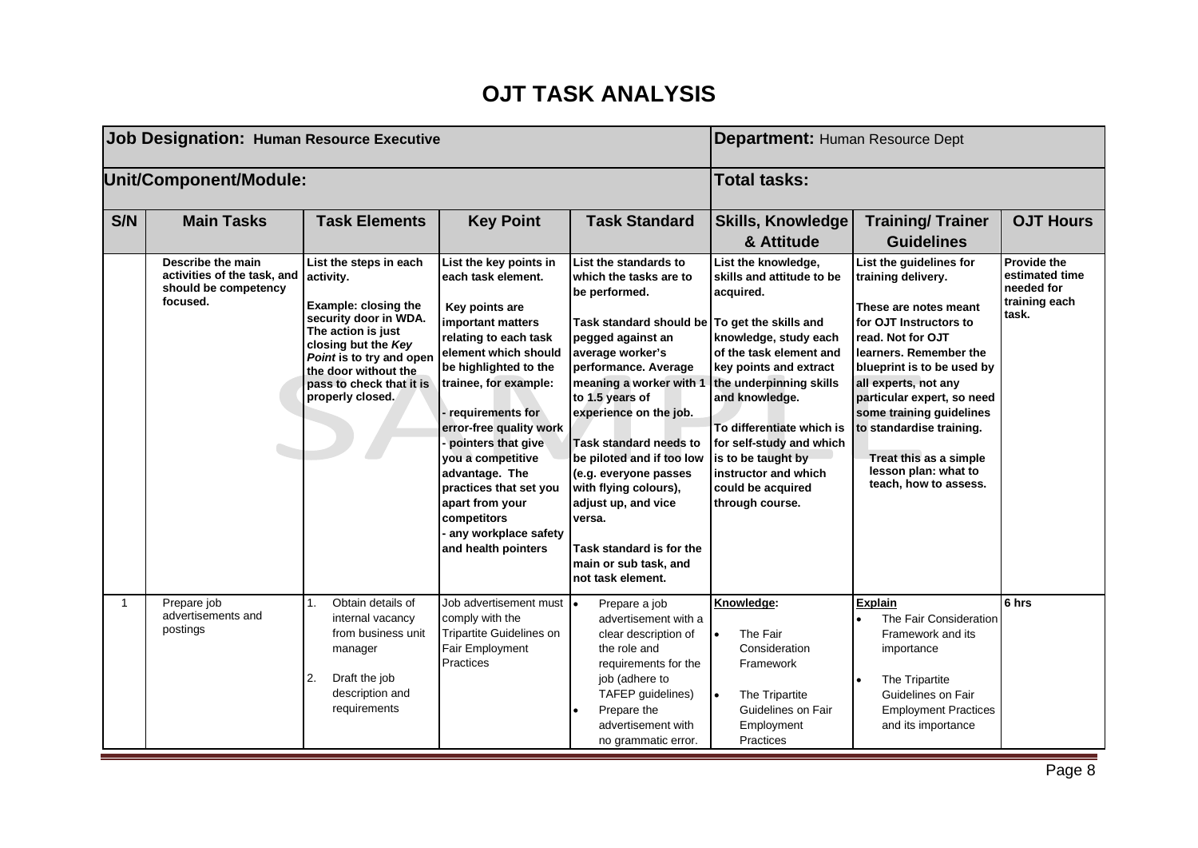# OJT TASK ANALYSIS

| **Job Designation:** Human Resource Executive | | | | | **Department:** Human Resource Dept | | |
|---|---|---|---|---|---|---|---|
| **Unit/Component/Module:** | | | | | **Total tasks:** | | |
| **S/N** | **Main Tasks** | **Task Elements** | **Key Point** | **Task Standard** | **Skills, Knowledge & Attitude** | **Training/ Trainer Guidelines** | **OJT Hours** |
| | **Describe the main activities of the task, and should be competency focused.** | **List the steps in each activity.**<br><br>**Example: closing the security door in WDA. The action is just closing but the *Key Point* is to try and open the door without the pass to check that it is properly closed.** | **List the key points in each task element.**<br><br>**Key points are important matters relating to each task element which should be highlighted to the trainee, for example:**<br><br>**- requirements for error-free quality work**<br>**- pointers that give you a competitive advantage. The practices that set you apart from your competitors**<br>**- any workplace safety and health pointers** | **List the standards to which the tasks are to be performed.**<br><br>**Task standard should be pegged against an average worker's performance. Average meaning a worker with 1 to 1.5 years of experience on the job.**<br><br>**Task standard needs to be piloted and if too low (e.g. everyone passes with flying colours), adjust up, and vice versa.**<br><br>**Task standard is for the main or sub task, and not task element.** | **List the knowledge, skills and attitude to be acquired.**<br><br>**To get the skills and knowledge, study each of the task element and key points and extract the underpinning skills and knowledge.**<br><br>**To differentiate which is for self-study and which is to be taught by instructor and which could be acquired through course.** | **List the guidelines for training delivery.**<br><br>**These are notes meant for OJT Instructors to read. Not for OJT learners. Remember the blueprint is to be used by all experts, not any particular expert, so need some training guidelines to standardise training.**<br><br>**Treat this as a simple lesson plan: what to teach, how to assess.** | **Provide the estimated time needed for training each task.** |
| 1 | Prepare job advertisements and postings | 1. Obtain details of internal vacancy from business unit manager<br><br>2. Draft the job description and requirements | Job advertisement must comply with the Tripartite Guidelines on Fair Employment Practices | • Prepare a job advertisement with a clear description of the role and requirements for the job (adhere to TAFEP guidelines)<br>• Prepare the advertisement with no grammatic error. | **Knowledge:**<br><br>• The Fair Consideration Framework<br><br>• The Tripartite Guidelines on Fair Employment Practices | **Explain**<br>• The Fair Consideration Framework and its importance<br><br>• The Tripartite Guidelines on Fair Employment Practices and its importance | **6 hrs** |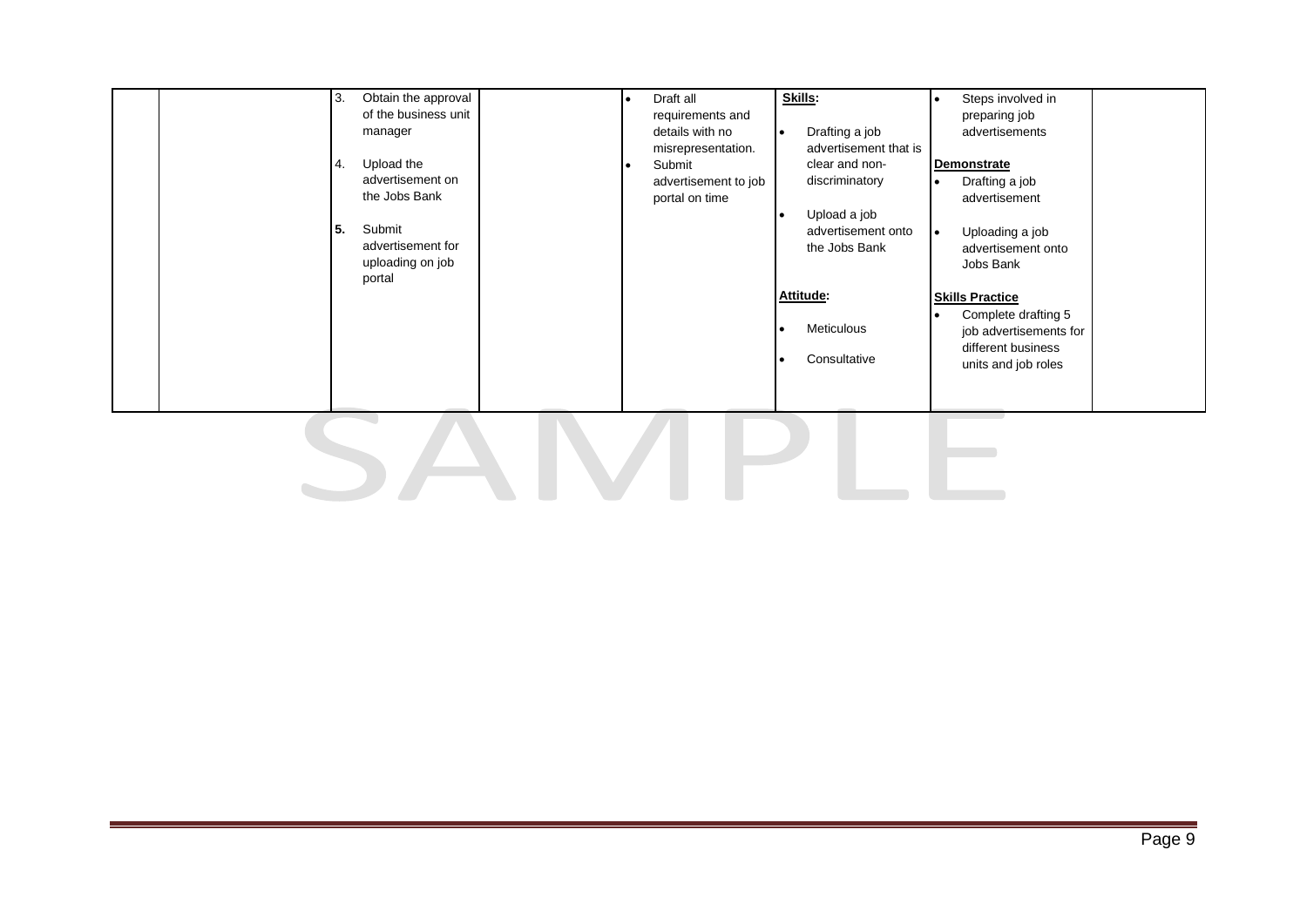| | | | | | | | |
|---|---|---|---|---|---|---|---|
| | | 3. Obtain the approval of the business unit manager<br><br>4. Upload the advertisement on the Jobs Bank<br><br>**5.** Submit advertisement for uploading on job portal | | • Draft all requirements and details with no misrepresentation.<br>• Submit advertisement to job portal on time | **Skills:**<br>• Drafting a job advertisement that is clear and non-discriminatory<br>• Upload a job advertisement onto the Jobs Bank<br><br>**Attitude:**<br>• Meticulous<br>• Consultative | • Steps involved in preparing job advertisements<br><br>**Demonstrate**<br>• Drafting a job advertisement<br>• Uploading a job advertisement onto Jobs Bank<br><br>**Skills Practice**<br>• Complete drafting 5 job advertisements for different business units and job roles | |

SAMPLE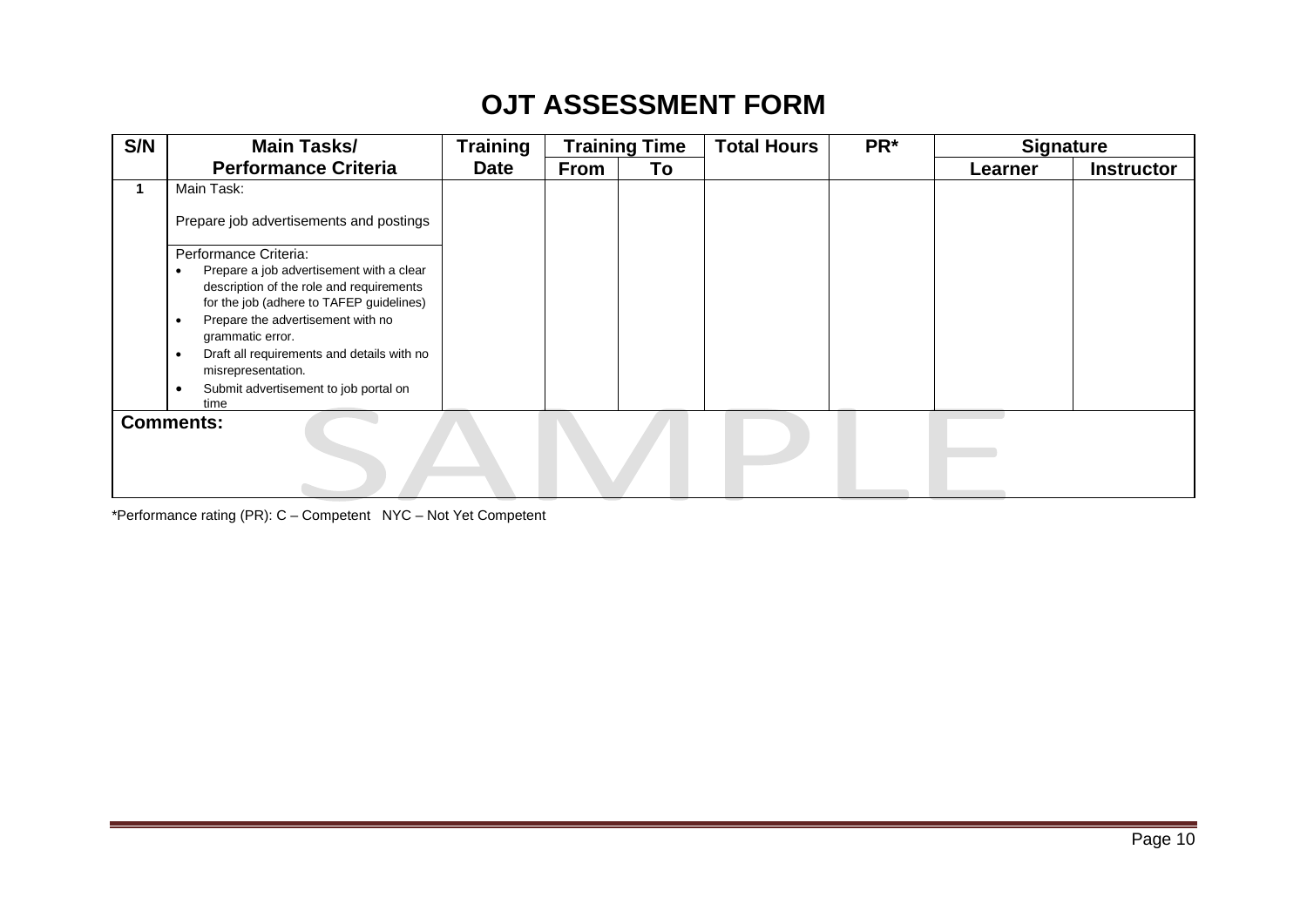# OJT ASSESSMENT FORM

| S/N | Main Tasks/ Performance Criteria | Training Date | Training Time | | Total Hours | PR* | Signature | |
|---|---|---|---|---|---|---|---|---|
| | | | From | To | | | Learner | Instructor |
| 1 | Main Task:<br><br>Prepare job advertisements and postings<br><br>Performance Criteria:<br>• Prepare a job advertisement with a clear description of the role and requirements for the job (adhere to TAFEP guidelines)<br>• Prepare the advertisement with no grammatic error.<br>• Draft all requirements and details with no misrepresentation.<br>• Submit advertisement to job portal on time | | | | | | | |
| **Comments:** | | | | | | | | |

*Performance rating (PR): C – Competent NYC – Not Yet Competent